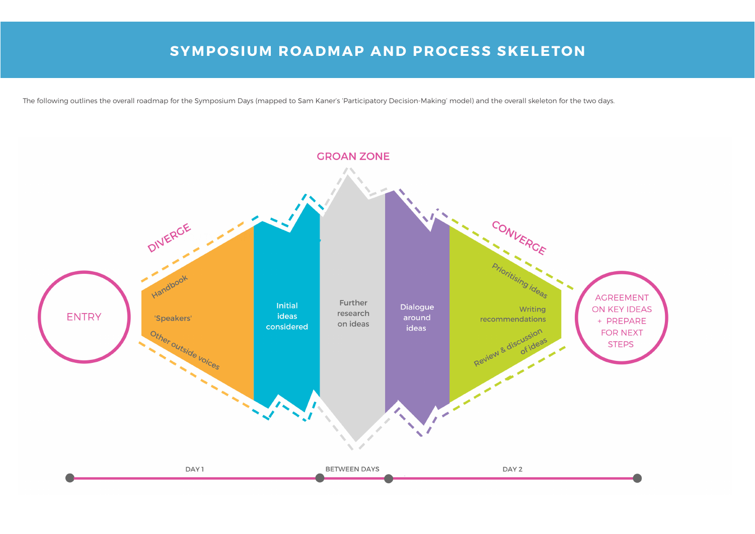# SYMPOSIUM ROADMAP AND PROCESS SKELETON

The following outlines the overall roadmap for the Symposium Days (mapped to Sam Kaner's 'Participatory Decision-Making' model) and the overall skeleton for the two days.

GROAN ZONE

DIVERGE

CONVERGE

ENTRY

Handbook

'Speakers'

Other outside voices

Initial ideas considered

Further research on ideas

Dialogue around ideas

Prioritising ideas

Writing recommendations

Review & discussion of ideas

AGREEMENT ON KEY IDEAS + PREPARE FOR NEXT STEPS

DAY 1

BETWEEN DAYS

DAY 2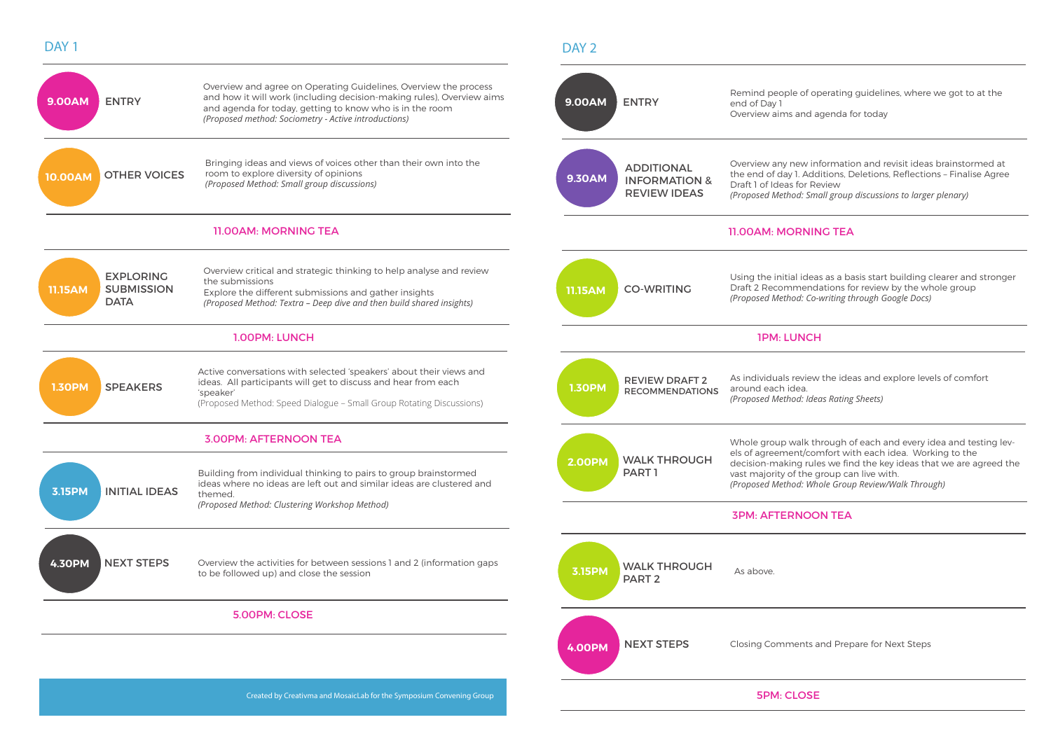## DAY 1

| | | |
|---|---|---|
| **9.00AM** | **ENTRY** | Overview and agree on Operating Guidelines, Overview the process and how it will work (including decision-making rules), Overview aims and agenda for today, getting to know who is in the room *(Proposed method: Sociometry - Active introductions)* |
| **10.00AM** | **OTHER VOICES** | Bringing ideas and views of voices other than their own into the room to explore diversity of opinions *(Proposed Method: Small group discussions)* |

**11.00AM: MORNING TEA**

| | | |
|---|---|---|
| **11.15AM** | **EXPLORING SUBMISSION DATA** | Overview critical and strategic thinking to help analyse and review the submissions<br>Explore the different submissions and gather insights<br>*(Proposed Method: Textra – Deep dive and then build shared insights)* |

**1.00PM: LUNCH**

| | | |
|---|---|---|
| **1.30PM** | **SPEAKERS** | Active conversations with selected 'speakers' about their views and ideas. All participants will get to discuss and hear from each 'speaker'<br>(Proposed Method: Speed Dialogue – Small Group Rotating Discussions) |

**3.00PM: AFTERNOON TEA**

| | | |
|---|---|---|
| **3.15PM** | **INITIAL IDEAS** | Building from individual thinking to pairs to group brainstormed ideas where no ideas are left out and similar ideas are clustered and themed.<br>*(Proposed Method: Clustering Workshop Method)* |
| **4.30PM** | **NEXT STEPS** | Overview the activities for between sessions 1 and 2 (information gaps to be followed up) and close the session |

**5.00PM: CLOSE**

Created by Creativma and MosaicLab for the Symposium Convening Group

## DAY 2

| | | |
|---|---|---|
| **9.00AM** | **ENTRY** | Remind people of operating guidelines, where we got to at the end of Day 1<br>Overview aims and agenda for today |
| **9.30AM** | **ADDITIONAL INFORMATION & REVIEW IDEAS** | Overview any new information and revisit ideas brainstormed at the end of day 1. Additions, Deletions, Reflections – Finalise Agree Draft 1 of Ideas for Review<br>*(Proposed Method: Small group discussions to larger plenary)* |

**11.00AM: MORNING TEA**

| | | |
|---|---|---|
| **11.15AM** | **CO-WRITING** | Using the initial ideas as a basis start building clearer and stronger Draft 2 Recommendations for review by the whole group<br>*(Proposed Method: Co-writing through Google Docs)* |

**1PM: LUNCH**

| | | |
|---|---|---|
| **1.30PM** | **REVIEW DRAFT 2 RECOMMENDATIONS** | As individuals review the ideas and explore levels of comfort around each idea.<br>*(Proposed Method: Ideas Rating Sheets)* |
| **2.00PM** | **WALK THROUGH PART 1** | Whole group walk through of each and every idea and testing levels of agreement/comfort with each idea. Working to the decision-making rules we find the key ideas that we are agreed the vast majority of the group can live with.<br>*(Proposed Method: Whole Group Review/Walk Through)* |

**3PM: AFTERNOON TEA**

| | | |
|---|---|---|
| **3.15PM** | **WALK THROUGH PART 2** | As above. |
| **4.00PM** | **NEXT STEPS** | Closing Comments and Prepare for Next Steps |

**5PM: CLOSE**